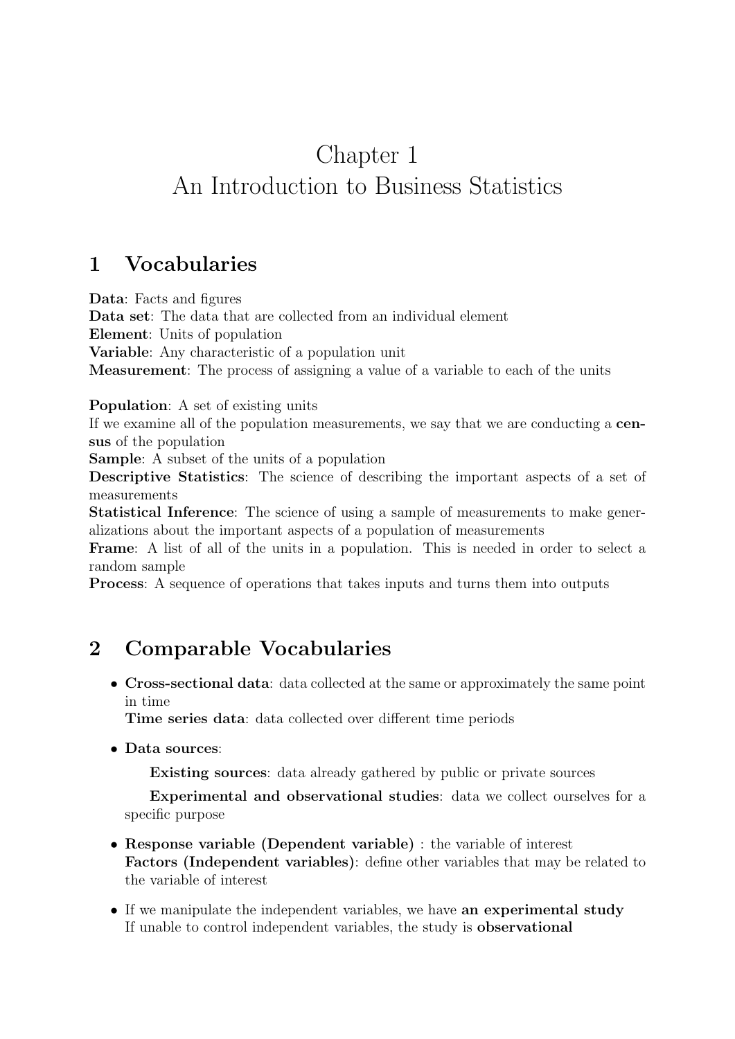# Chapter 1
# An Introduction to Business Statistics

## 1 Vocabularies

**Data**: Facts and figures
**Data set**: The data that are collected from an individual element
**Element**: Units of population
**Variable**: Any characteristic of a population unit
**Measurement**: The process of assigning a value of a variable to each of the units

**Population**: A set of existing units
If we examine all of the population measurements, we say that we are conducting a **census** of the population
**Sample**: A subset of the units of a population
**Descriptive Statistics**: The science of describing the important aspects of a set of measurements
**Statistical Inference**: The science of using a sample of measurements to make generalizations about the important aspects of a population of measurements
**Frame**: A list of all of the units in a population. This is needed in order to select a random sample
**Process**: A sequence of operations that takes inputs and turns them into outputs

## 2 Comparable Vocabularies

- **Cross-sectional data**: data collected at the same or approximately the same point in time
  **Time series data**: data collected over different time periods

- **Data sources**:

  **Existing sources**: data already gathered by public or private sources

  **Experimental and observational studies**: data we collect ourselves for a specific purpose

- **Response variable (Dependent variable)** : the variable of interest
  **Factors (Independent variables)**: define other variables that may be related to the variable of interest

- If we manipulate the independent variables, we have **an experimental study**
  If unable to control independent variables, the study is **observational**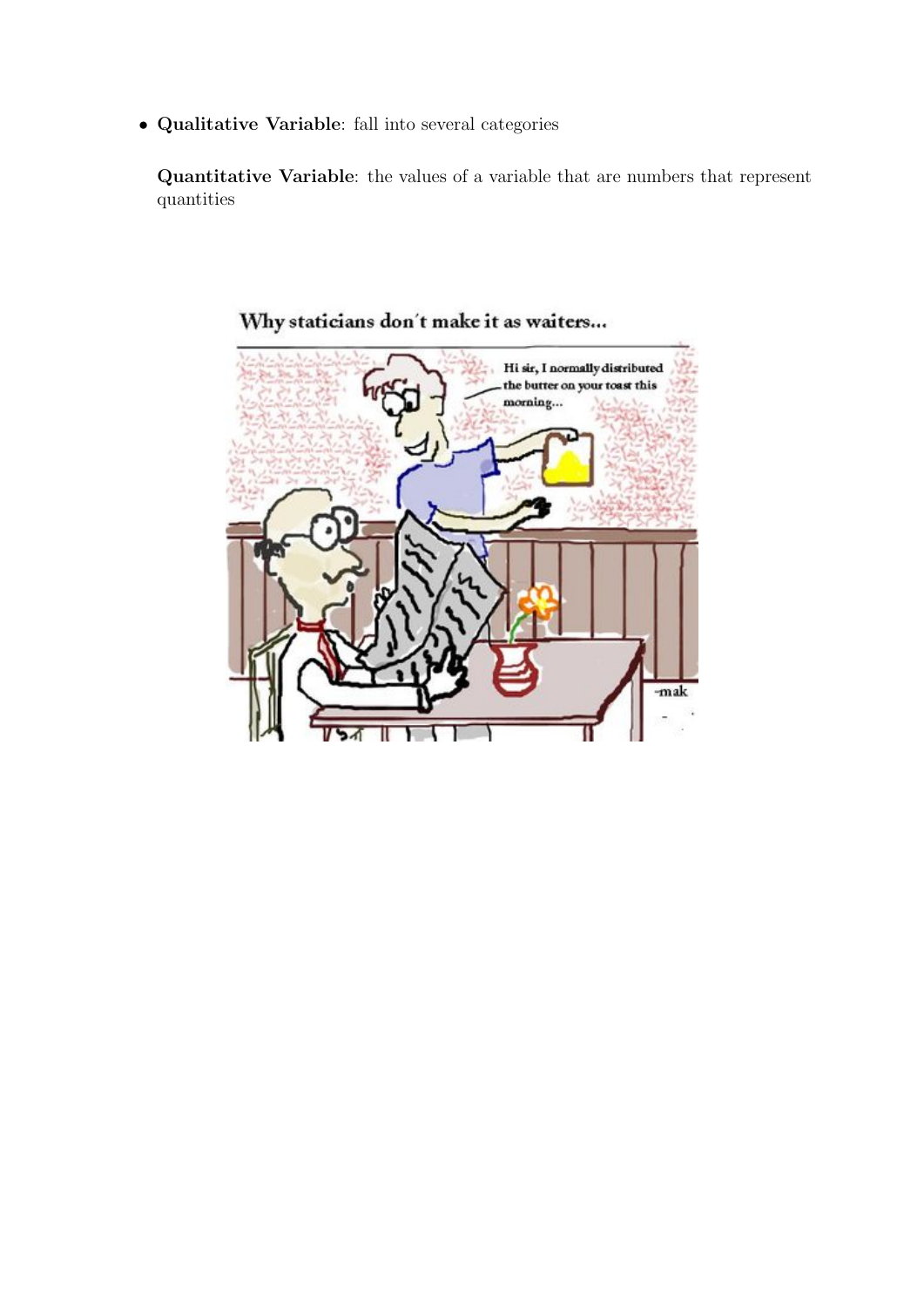- **Qualitative Variable**: fall into several categories

  **Quantitative Variable**: the values of a variable that are numbers that represent quantities